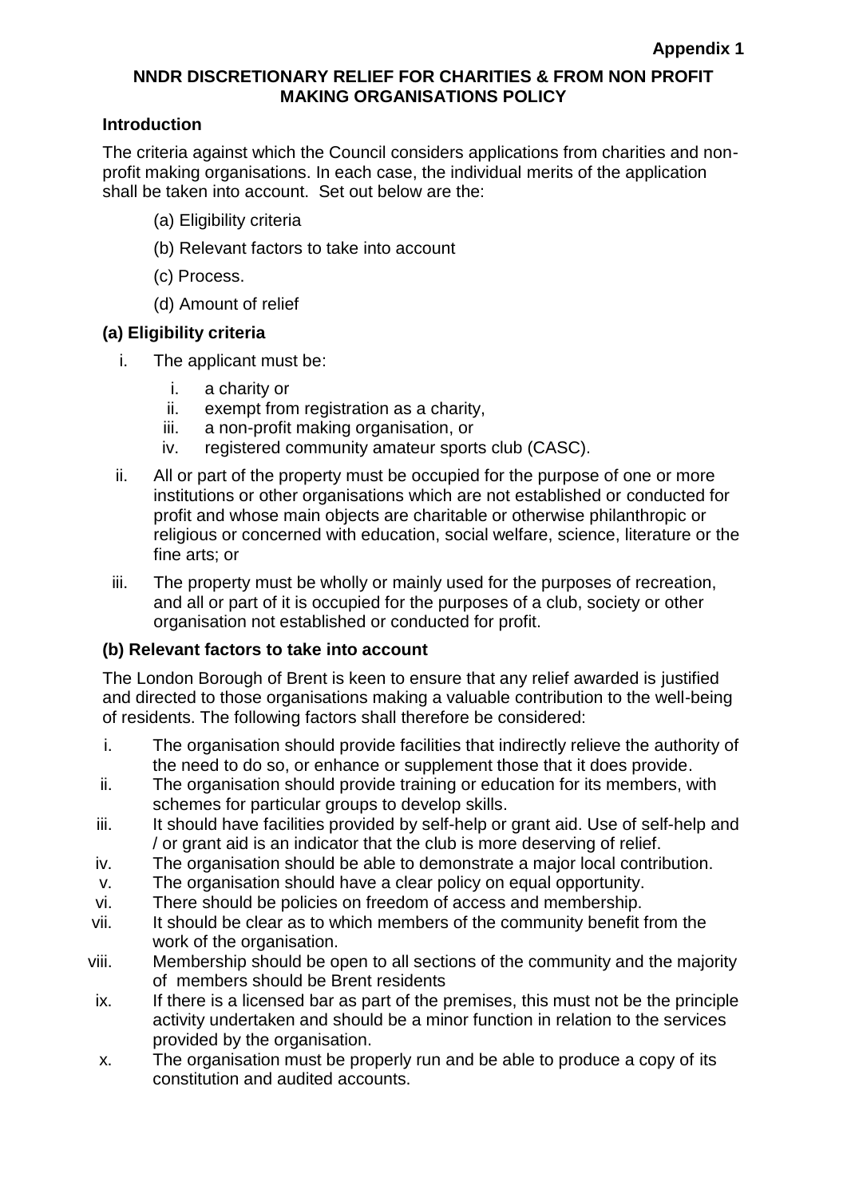**Appendix 1**

# NNDR DISCRETIONARY RELIEF FOR CHARITIES & FROM NON PROFIT MAKING ORGANISATIONS POLICY

## Introduction

The criteria against which the Council considers applications from charities and non-profit making organisations. In each case, the individual merits of the application shall be taken into account. Set out below are the:

(a) Eligibility criteria

(b) Relevant factors to take into account

(c) Process.

(d) Amount of relief

## (a) Eligibility criteria

i. The applicant must be:

   i. a charity or
   ii. exempt from registration as a charity,
   iii. a non-profit making organisation, or
   iv. registered community amateur sports club (CASC).

ii. All or part of the property must be occupied for the purpose of one or more institutions or other organisations which are not established or conducted for profit and whose main objects are charitable or otherwise philanthropic or religious or concerned with education, social welfare, science, literature or the fine arts; or

iii. The property must be wholly or mainly used for the purposes of recreation, and all or part of it is occupied for the purposes of a club, society or other organisation not established or conducted for profit.

## (b) Relevant factors to take into account

The London Borough of Brent is keen to ensure that any relief awarded is justified and directed to those organisations making a valuable contribution to the well-being of residents. The following factors shall therefore be considered:

i. The organisation should provide facilities that indirectly relieve the authority of the need to do so, or enhance or supplement those that it does provide.

ii. The organisation should provide training or education for its members, with schemes for particular groups to develop skills.

iii. It should have facilities provided by self-help or grant aid. Use of self-help and / or grant aid is an indicator that the club is more deserving of relief.

iv. The organisation should be able to demonstrate a major local contribution.

v. The organisation should have a clear policy on equal opportunity.

vi. There should be policies on freedom of access and membership.

vii. It should be clear as to which members of the community benefit from the work of the organisation.

viii. Membership should be open to all sections of the community and the majority of members should be Brent residents

ix. If there is a licensed bar as part of the premises, this must not be the principle activity undertaken and should be a minor function in relation to the services provided by the organisation.

x. The organisation must be properly run and be able to produce a copy of its constitution and audited accounts.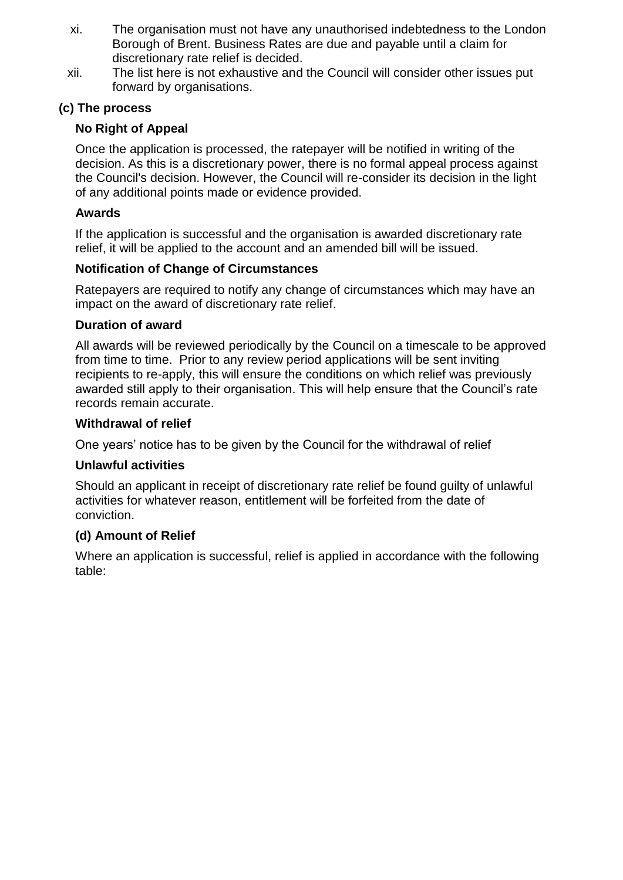xi. The organisation must not have any unauthorised indebtedness to the London Borough of Brent. Business Rates are due and payable until a claim for discretionary rate relief is decided.

xii. The list here is not exhaustive and the Council will consider other issues put forward by organisations.

### (c) The process

**No Right of Appeal**

Once the application is processed, the ratepayer will be notified in writing of the decision. As this is a discretionary power, there is no formal appeal process against the Council's decision. However, the Council will re-consider its decision in the light of any additional points made or evidence provided.

**Awards**

If the application is successful and the organisation is awarded discretionary rate relief, it will be applied to the account and an amended bill will be issued.

**Notification of Change of Circumstances**

Ratepayers are required to notify any change of circumstances which may have an impact on the award of discretionary rate relief.

**Duration of award**

All awards will be reviewed periodically by the Council on a timescale to be approved from time to time. Prior to any review period applications will be sent inviting recipients to re-apply, this will ensure the conditions on which relief was previously awarded still apply to their organisation. This will help ensure that the Council's rate records remain accurate.

**Withdrawal of relief**

One years' notice has to be given by the Council for the withdrawal of relief

**Unlawful activities**

Should an applicant in receipt of discretionary rate relief be found guilty of unlawful activities for whatever reason, entitlement will be forfeited from the date of conviction.

### (d) Amount of Relief

Where an application is successful, relief is applied in accordance with the following table: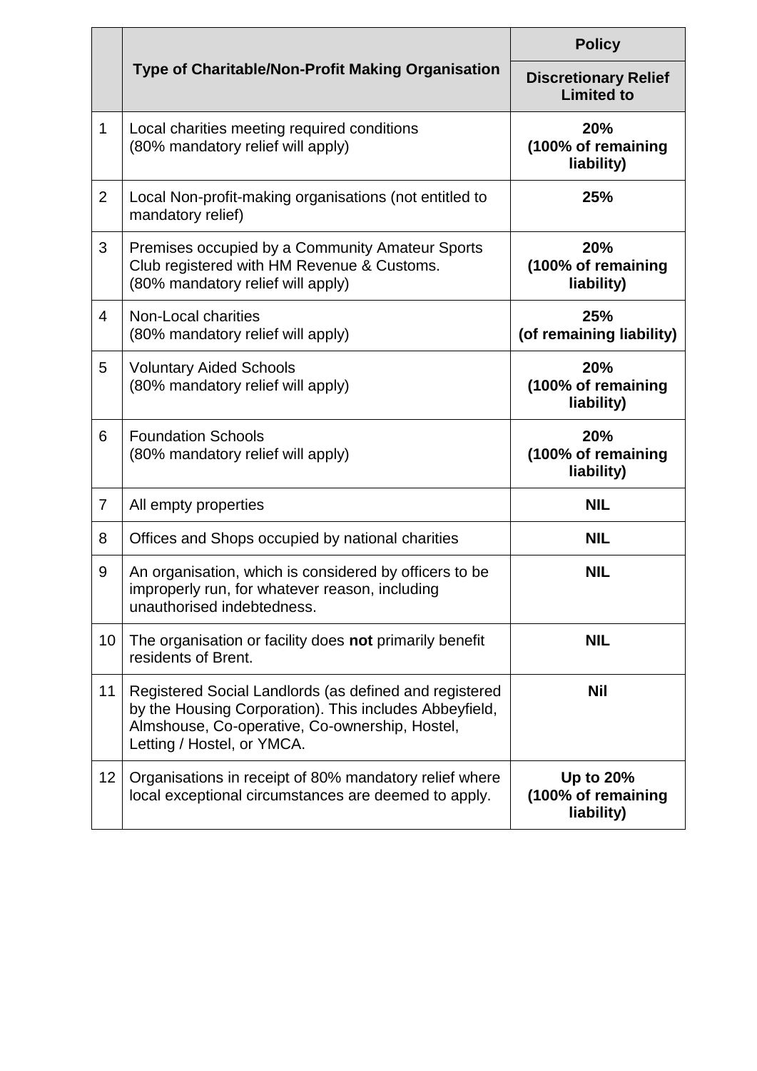| | Type of Charitable/Non-Profit Making Organisation | Policy |
|---|---|---|
| | | **Discretionary Relief Limited to** |
| 1 | Local charities meeting required conditions (80% mandatory relief will apply) | **20% (100% of remaining liability)** |
| 2 | Local Non-profit-making organisations (not entitled to mandatory relief) | **25%** |
| 3 | Premises occupied by a Community Amateur Sports Club registered with HM Revenue & Customs. (80% mandatory relief will apply) | **20% (100% of remaining liability)** |
| 4 | Non-Local charities (80% mandatory relief will apply) | **25% (of remaining liability)** |
| 5 | Voluntary Aided Schools (80% mandatory relief will apply) | **20% (100% of remaining liability)** |
| 6 | Foundation Schools (80% mandatory relief will apply) | **20% (100% of remaining liability)** |
| 7 | All empty properties | **NIL** |
| 8 | Offices and Shops occupied by national charities | **NIL** |
| 9 | An organisation, which is considered by officers to be improperly run, for whatever reason, including unauthorised indebtedness. | **NIL** |
| 10 | The organisation or facility does **not** primarily benefit residents of Brent. | **NIL** |
| 11 | Registered Social Landlords (as defined and registered by the Housing Corporation). This includes Abbeyfield, Almshouse, Co-operative, Co-ownership, Hostel, Letting / Hostel, or YMCA. | **Nil** |
| 12 | Organisations in receipt of 80% mandatory relief where local exceptional circumstances are deemed to apply. | **Up to 20% (100% of remaining liability)** |